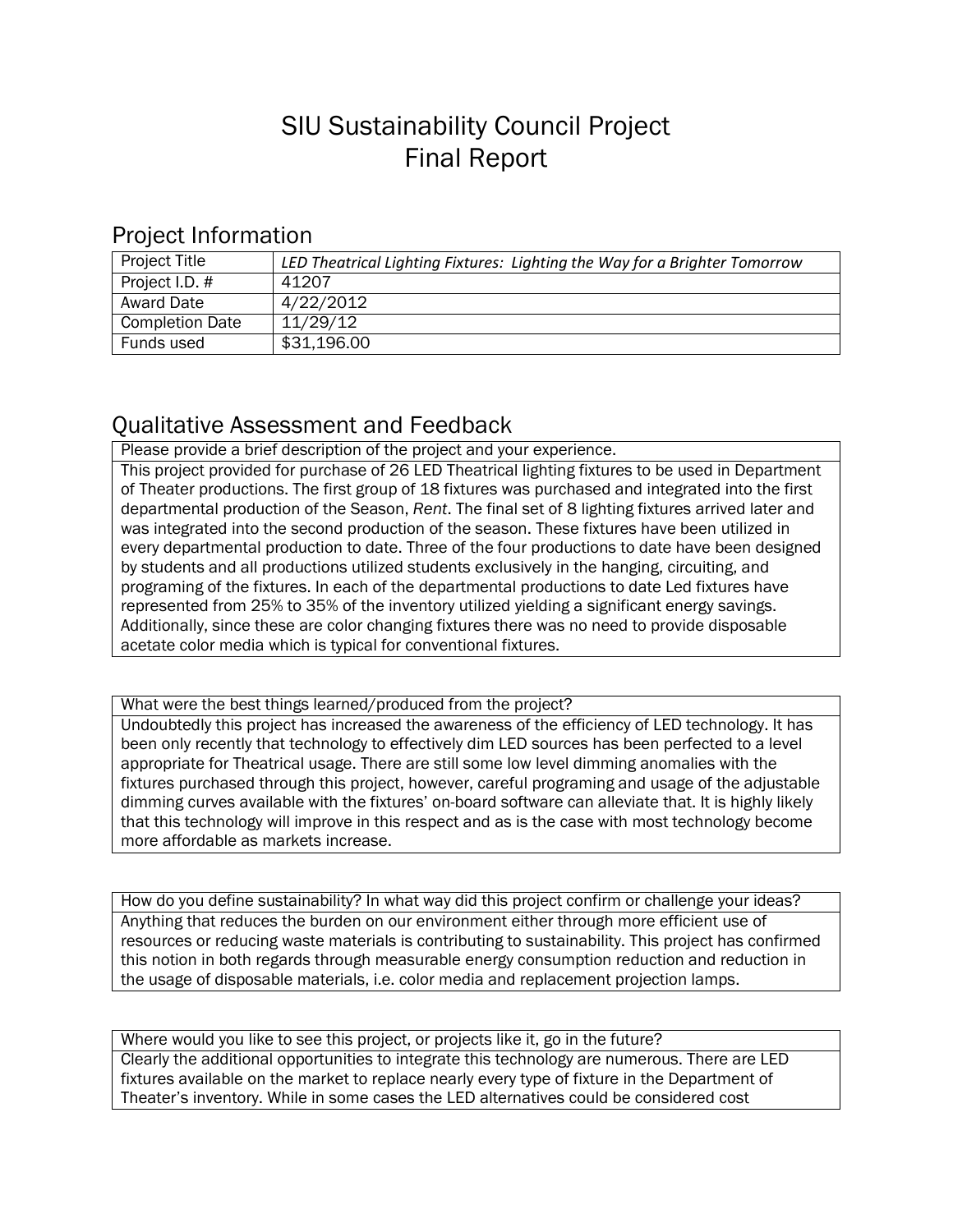# SIU Sustainability Council Project
# Final Report

## Project Information

| Project Title | *LED Theatrical Lighting Fixtures: Lighting the Way for a Brighter Tomorrow* |
|---|---|
| Project I.D. # | 41207 |
| Award Date | 4/22/2012 |
| Completion Date | 11/29/12 |
| Funds used | $31,196.00 |

## Qualitative Assessment and Feedback

| Please provide a brief description of the project and your experience. |
|---|
| This project provided for purchase of 26 LED Theatrical lighting fixtures to be used in Department of Theater productions. The first group of 18 fixtures was purchased and integrated into the first departmental production of the Season, *Rent*. The final set of 8 lighting fixtures arrived later and was integrated into the second production of the season. These fixtures have been utilized in every departmental production to date. Three of the four productions to date have been designed by students and all productions utilized students exclusively in the hanging, circuiting, and programing of the fixtures. In each of the departmental productions to date Led fixtures have represented from 25% to 35% of the inventory utilized yielding a significant energy savings. Additionally, since these are color changing fixtures there was no need to provide disposable acetate color media which is typical for conventional fixtures. |

| What were the best things learned/produced from the project? |
|---|
| Undoubtedly this project has increased the awareness of the efficiency of LED technology. It has been only recently that technology to effectively dim LED sources has been perfected to a level appropriate for Theatrical usage. There are still some low level dimming anomalies with the fixtures purchased through this project, however, careful programing and usage of the adjustable dimming curves available with the fixtures' on-board software can alleviate that. It is highly likely that this technology will improve in this respect and as is the case with most technology become more affordable as markets increase. |

| How do you define sustainability? In what way did this project confirm or challenge your ideas? |
|---|
| Anything that reduces the burden on our environment either through more efficient use of resources or reducing waste materials is contributing to sustainability. This project has confirmed this notion in both regards through measurable energy consumption reduction and reduction in the usage of disposable materials, i.e. color media and replacement projection lamps. |

| Where would you like to see this project, or projects like it, go in the future? |
|---|
| Clearly the additional opportunities to integrate this technology are numerous. There are LED fixtures available on the market to replace nearly every type of fixture in the Department of Theater's inventory. While in some cases the LED alternatives could be considered cost |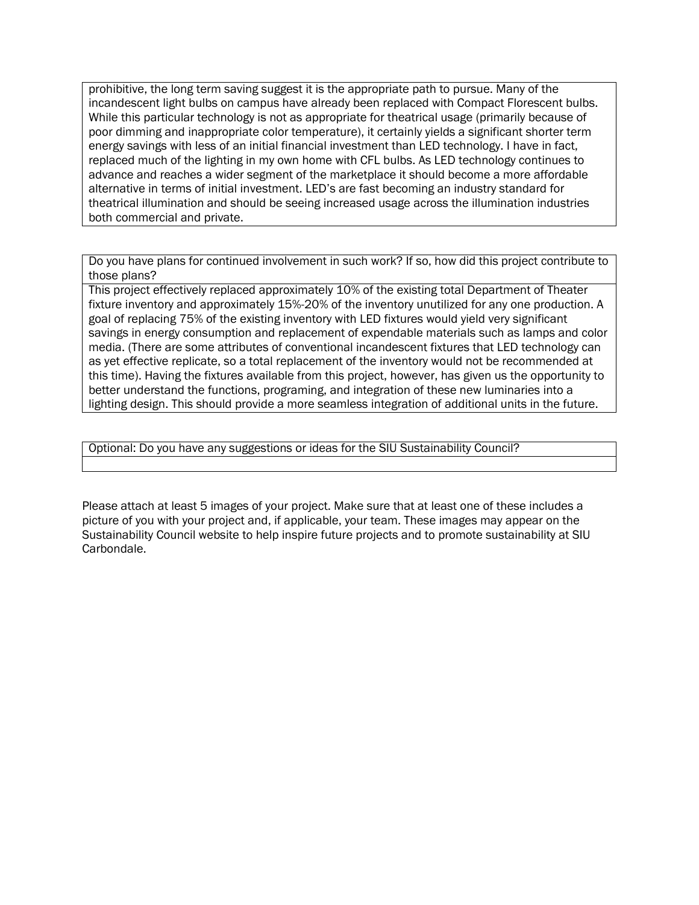prohibitive, the long term saving suggest it is the appropriate path to pursue. Many of the incandescent light bulbs on campus have already been replaced with Compact Florescent bulbs. While this particular technology is not as appropriate for theatrical usage (primarily because of poor dimming and inappropriate color temperature), it certainly yields a significant shorter term energy savings with less of an initial financial investment than LED technology. I have in fact, replaced much of the lighting in my own home with CFL bulbs. As LED technology continues to advance and reaches a wider segment of the marketplace it should become a more affordable alternative in terms of initial investment. LED's are fast becoming an industry standard for theatrical illumination and should be seeing increased usage across the illumination industries both commercial and private.

| Do you have plans for continued involvement in such work? If so, how did this project contribute to those plans? |
| --- |
| This project effectively replaced approximately 10% of the existing total Department of Theater fixture inventory and approximately 15%-20% of the inventory unutilized for any one production. A goal of replacing 75% of the existing inventory with LED fixtures would yield very significant savings in energy consumption and replacement of expendable materials such as lamps and color media. (There are some attributes of conventional incandescent fixtures that LED technology can as yet effective replicate, so a total replacement of the inventory would not be recommended at this time). Having the fixtures available from this project, however, has given us the opportunity to better understand the functions, programing, and integration of these new luminaries into a lighting design. This should provide a more seamless integration of additional units in the future. |

| Optional: Do you have any suggestions or ideas for the SIU Sustainability Council? |
| --- |
| |

Please attach at least 5 images of your project. Make sure that at least one of these includes a picture of you with your project and, if applicable, your team. These images may appear on the Sustainability Council website to help inspire future projects and to promote sustainability at SIU Carbondale.